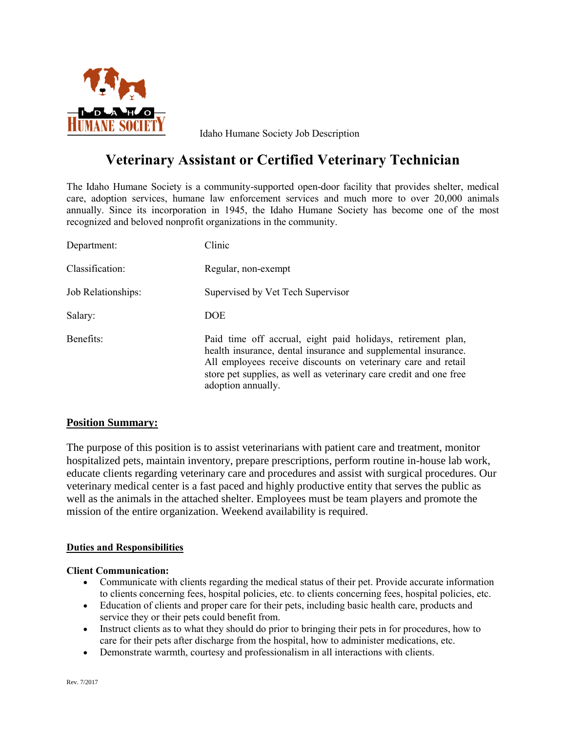Idaho Humane Society Job Description

# Veterinary Assistant or Certified Veterinary Technician

The Idaho Humane Society is a community-supported open-door facility that provides shelter, medical care, adoption services, humane law enforcement services and much more to over 20,000 animals annually. Since its incorporation in 1945, the Idaho Humane Society has become one of the most recognized and beloved nonprofit organizations in the community.

| | |
|---|---|
| Department: | Clinic |
| Classification: | Regular, non-exempt |
| Job Relationships: | Supervised by Vet Tech Supervisor |
| Salary: | DOE |
| Benefits: | Paid time off accrual, eight paid holidays, retirement plan, health insurance, dental insurance and supplemental insurance. All employees receive discounts on veterinary care and retail store pet supplies, as well as veterinary care credit and one free adoption annually. |

## Position Summary:

The purpose of this position is to assist veterinarians with patient care and treatment, monitor hospitalized pets, maintain inventory, prepare prescriptions, perform routine in-house lab work, educate clients regarding veterinary care and procedures and assist with surgical procedures. Our veterinary medical center is a fast paced and highly productive entity that serves the public as well as the animals in the attached shelter. Employees must be team players and promote the mission of the entire organization. Weekend availability is required.

### Duties and Responsibilities

**Client Communication:**

- Communicate with clients regarding the medical status of their pet. Provide accurate information to clients concerning fees, hospital policies, etc. to clients concerning fees, hospital policies, etc.
- Education of clients and proper care for their pets, including basic health care, products and service they or their pets could benefit from.
- Instruct clients as to what they should do prior to bringing their pets in for procedures, how to care for their pets after discharge from the hospital, how to administer medications, etc.
- Demonstrate warmth, courtesy and professionalism in all interactions with clients.

Rev. 7/2017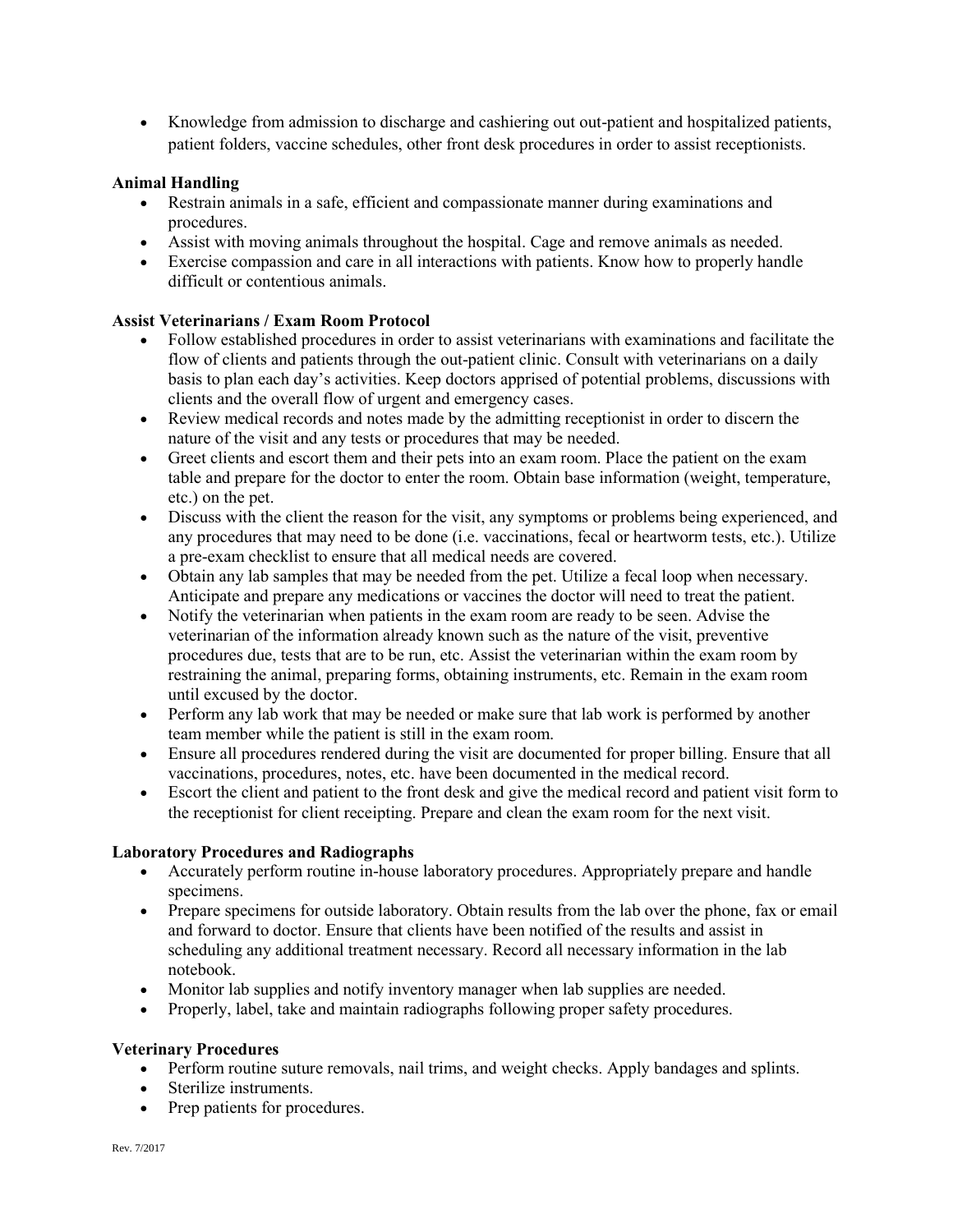- Knowledge from admission to discharge and cashiering out out-patient and hospitalized patients, patient folders, vaccine schedules, other front desk procedures in order to assist receptionists.

**Animal Handling**

- Restrain animals in a safe, efficient and compassionate manner during examinations and procedures.
- Assist with moving animals throughout the hospital. Cage and remove animals as needed.
- Exercise compassion and care in all interactions with patients. Know how to properly handle difficult or contentious animals.

**Assist Veterinarians / Exam Room Protocol**

- Follow established procedures in order to assist veterinarians with examinations and facilitate the flow of clients and patients through the out-patient clinic. Consult with veterinarians on a daily basis to plan each day's activities. Keep doctors apprised of potential problems, discussions with clients and the overall flow of urgent and emergency cases.
- Review medical records and notes made by the admitting receptionist in order to discern the nature of the visit and any tests or procedures that may be needed.
- Greet clients and escort them and their pets into an exam room. Place the patient on the exam table and prepare for the doctor to enter the room. Obtain base information (weight, temperature, etc.) on the pet.
- Discuss with the client the reason for the visit, any symptoms or problems being experienced, and any procedures that may need to be done (i.e. vaccinations, fecal or heartworm tests, etc.). Utilize a pre-exam checklist to ensure that all medical needs are covered.
- Obtain any lab samples that may be needed from the pet. Utilize a fecal loop when necessary. Anticipate and prepare any medications or vaccines the doctor will need to treat the patient.
- Notify the veterinarian when patients in the exam room are ready to be seen. Advise the veterinarian of the information already known such as the nature of the visit, preventive procedures due, tests that are to be run, etc. Assist the veterinarian within the exam room by restraining the animal, preparing forms, obtaining instruments, etc. Remain in the exam room until excused by the doctor.
- Perform any lab work that may be needed or make sure that lab work is performed by another team member while the patient is still in the exam room.
- Ensure all procedures rendered during the visit are documented for proper billing. Ensure that all vaccinations, procedures, notes, etc. have been documented in the medical record.
- Escort the client and patient to the front desk and give the medical record and patient visit form to the receptionist for client receipting. Prepare and clean the exam room for the next visit.

**Laboratory Procedures and Radiographs**

- Accurately perform routine in-house laboratory procedures. Appropriately prepare and handle specimens.
- Prepare specimens for outside laboratory. Obtain results from the lab over the phone, fax or email and forward to doctor. Ensure that clients have been notified of the results and assist in scheduling any additional treatment necessary. Record all necessary information in the lab notebook.
- Monitor lab supplies and notify inventory manager when lab supplies are needed.
- Properly, label, take and maintain radiographs following proper safety procedures.

**Veterinary Procedures**

- Perform routine suture removals, nail trims, and weight checks. Apply bandages and splints.
- Sterilize instruments.
- Prep patients for procedures.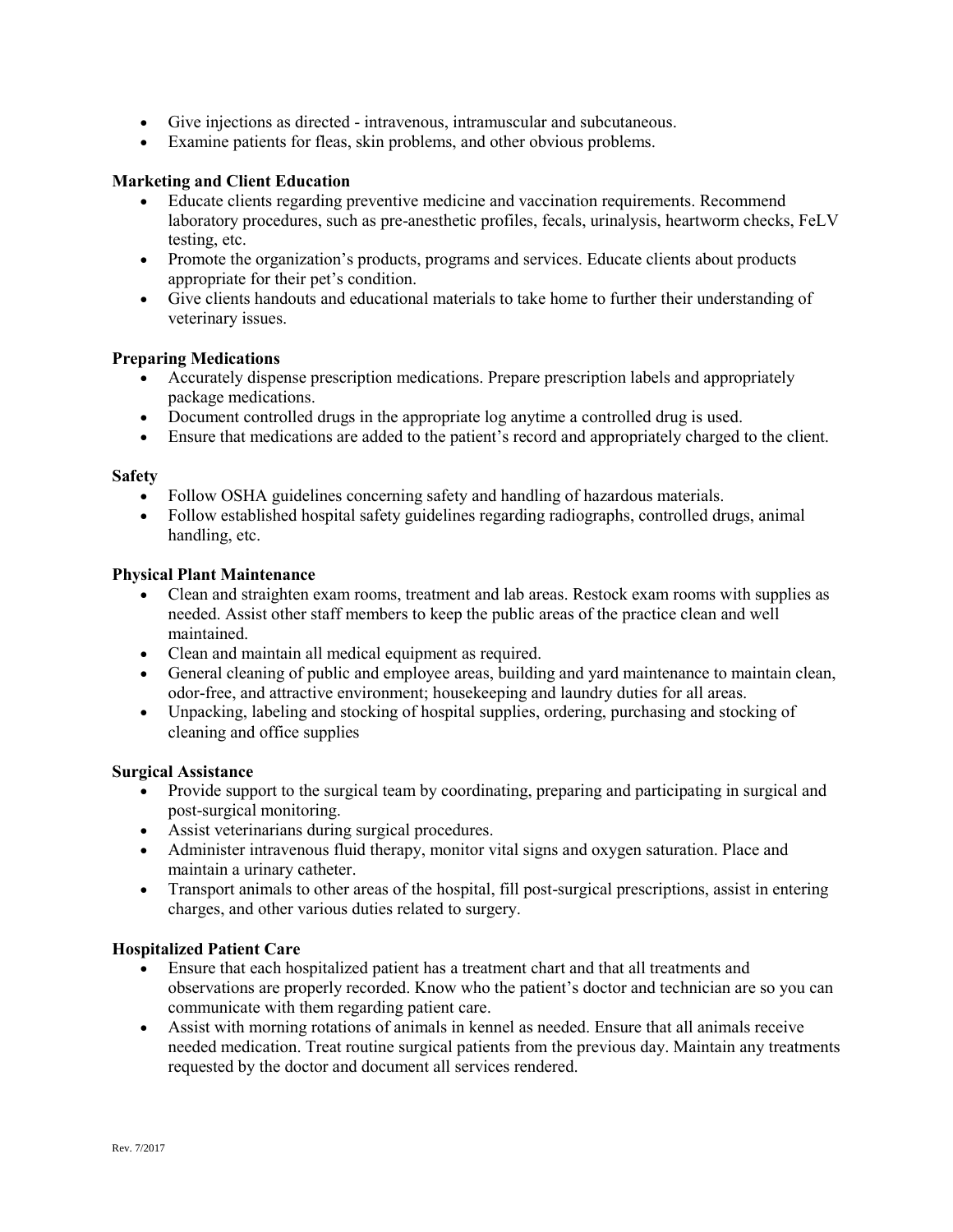- Give injections as directed - intravenous, intramuscular and subcutaneous.
- Examine patients for fleas, skin problems, and other obvious problems.

**Marketing and Client Education**

- Educate clients regarding preventive medicine and vaccination requirements. Recommend laboratory procedures, such as pre-anesthetic profiles, fecals, urinalysis, heartworm checks, FeLV testing, etc.
- Promote the organization's products, programs and services. Educate clients about products appropriate for their pet's condition.
- Give clients handouts and educational materials to take home to further their understanding of veterinary issues.

**Preparing Medications**

- Accurately dispense prescription medications. Prepare prescription labels and appropriately package medications.
- Document controlled drugs in the appropriate log anytime a controlled drug is used.
- Ensure that medications are added to the patient's record and appropriately charged to the client.

**Safety**

- Follow OSHA guidelines concerning safety and handling of hazardous materials.
- Follow established hospital safety guidelines regarding radiographs, controlled drugs, animal handling, etc.

**Physical Plant Maintenance**

- Clean and straighten exam rooms, treatment and lab areas. Restock exam rooms with supplies as needed. Assist other staff members to keep the public areas of the practice clean and well maintained.
- Clean and maintain all medical equipment as required.
- General cleaning of public and employee areas, building and yard maintenance to maintain clean, odor-free, and attractive environment; housekeeping and laundry duties for all areas.
- Unpacking, labeling and stocking of hospital supplies, ordering, purchasing and stocking of cleaning and office supplies

**Surgical Assistance**

- Provide support to the surgical team by coordinating, preparing and participating in surgical and post-surgical monitoring.
- Assist veterinarians during surgical procedures.
- Administer intravenous fluid therapy, monitor vital signs and oxygen saturation. Place and maintain a urinary catheter.
- Transport animals to other areas of the hospital, fill post-surgical prescriptions, assist in entering charges, and other various duties related to surgery.

**Hospitalized Patient Care**

- Ensure that each hospitalized patient has a treatment chart and that all treatments and observations are properly recorded. Know who the patient's doctor and technician are so you can communicate with them regarding patient care.
- Assist with morning rotations of animals in kennel as needed. Ensure that all animals receive needed medication. Treat routine surgical patients from the previous day. Maintain any treatments requested by the doctor and document all services rendered.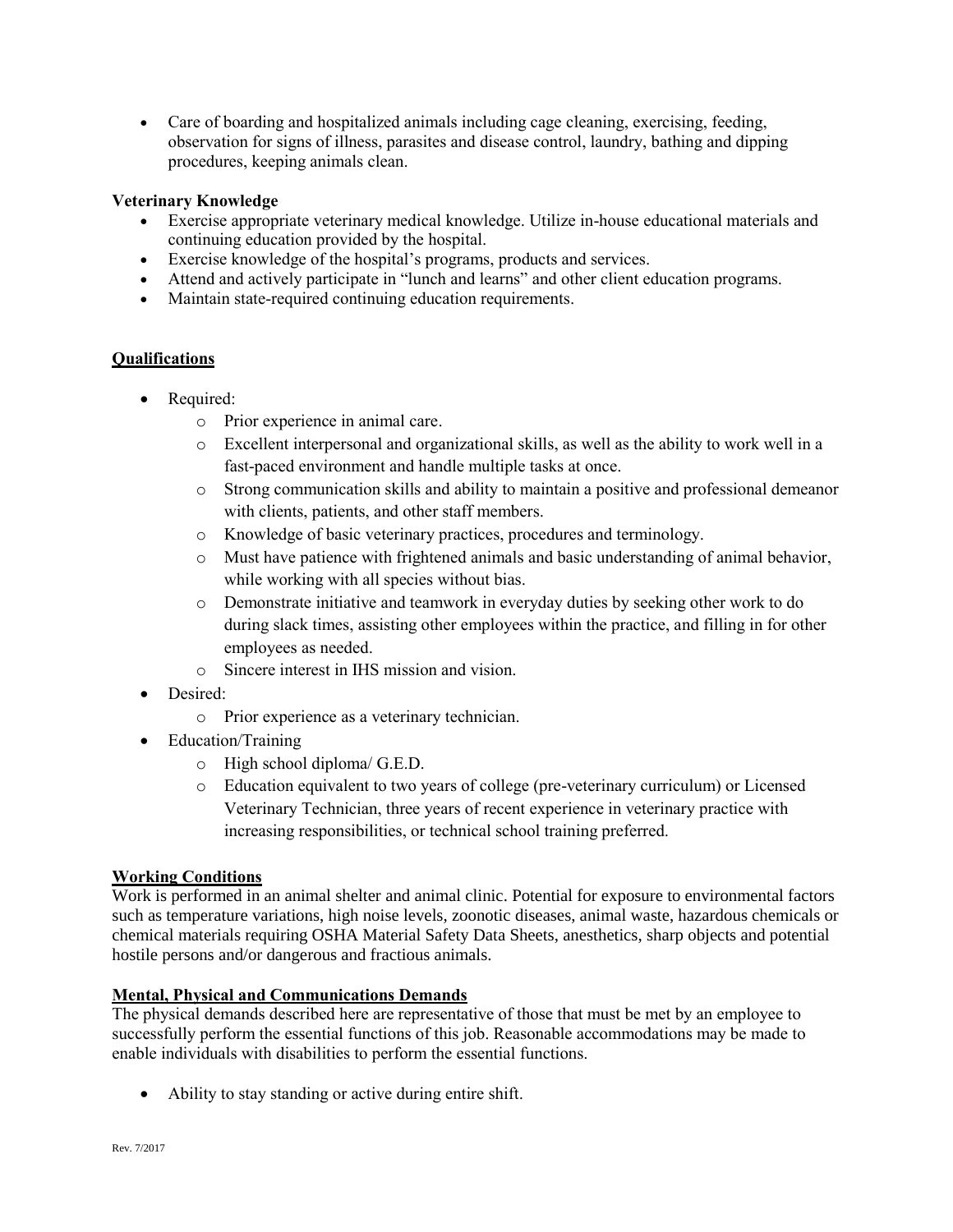- Care of boarding and hospitalized animals including cage cleaning, exercising, feeding, observation for signs of illness, parasites and disease control, laundry, bathing and dipping procedures, keeping animals clean.

**Veterinary Knowledge**

- Exercise appropriate veterinary medical knowledge. Utilize in-house educational materials and continuing education provided by the hospital.
- Exercise knowledge of the hospital's programs, products and services.
- Attend and actively participate in "lunch and learns" and other client education programs.
- Maintain state-required continuing education requirements.

## Qualifications

- Required:
  - Prior experience in animal care.
  - Excellent interpersonal and organizational skills, as well as the ability to work well in a fast-paced environment and handle multiple tasks at once.
  - Strong communication skills and ability to maintain a positive and professional demeanor with clients, patients, and other staff members.
  - Knowledge of basic veterinary practices, procedures and terminology.
  - Must have patience with frightened animals and basic understanding of animal behavior, while working with all species without bias.
  - Demonstrate initiative and teamwork in everyday duties by seeking other work to do during slack times, assisting other employees within the practice, and filling in for other employees as needed.
  - Sincere interest in IHS mission and vision.
- Desired:
  - Prior experience as a veterinary technician.
- Education/Training
  - High school diploma/ G.E.D.
  - Education equivalent to two years of college (pre-veterinary curriculum) or Licensed Veterinary Technician, three years of recent experience in veterinary practice with increasing responsibilities, or technical school training preferred.

## Working Conditions

Work is performed in an animal shelter and animal clinic. Potential for exposure to environmental factors such as temperature variations, high noise levels, zoonotic diseases, animal waste, hazardous chemicals or chemical materials requiring OSHA Material Safety Data Sheets, anesthetics, sharp objects and potential hostile persons and/or dangerous and fractious animals.

## Mental, Physical and Communications Demands

The physical demands described here are representative of those that must be met by an employee to successfully perform the essential functions of this job. Reasonable accommodations may be made to enable individuals with disabilities to perform the essential functions.

- Ability to stay standing or active during entire shift.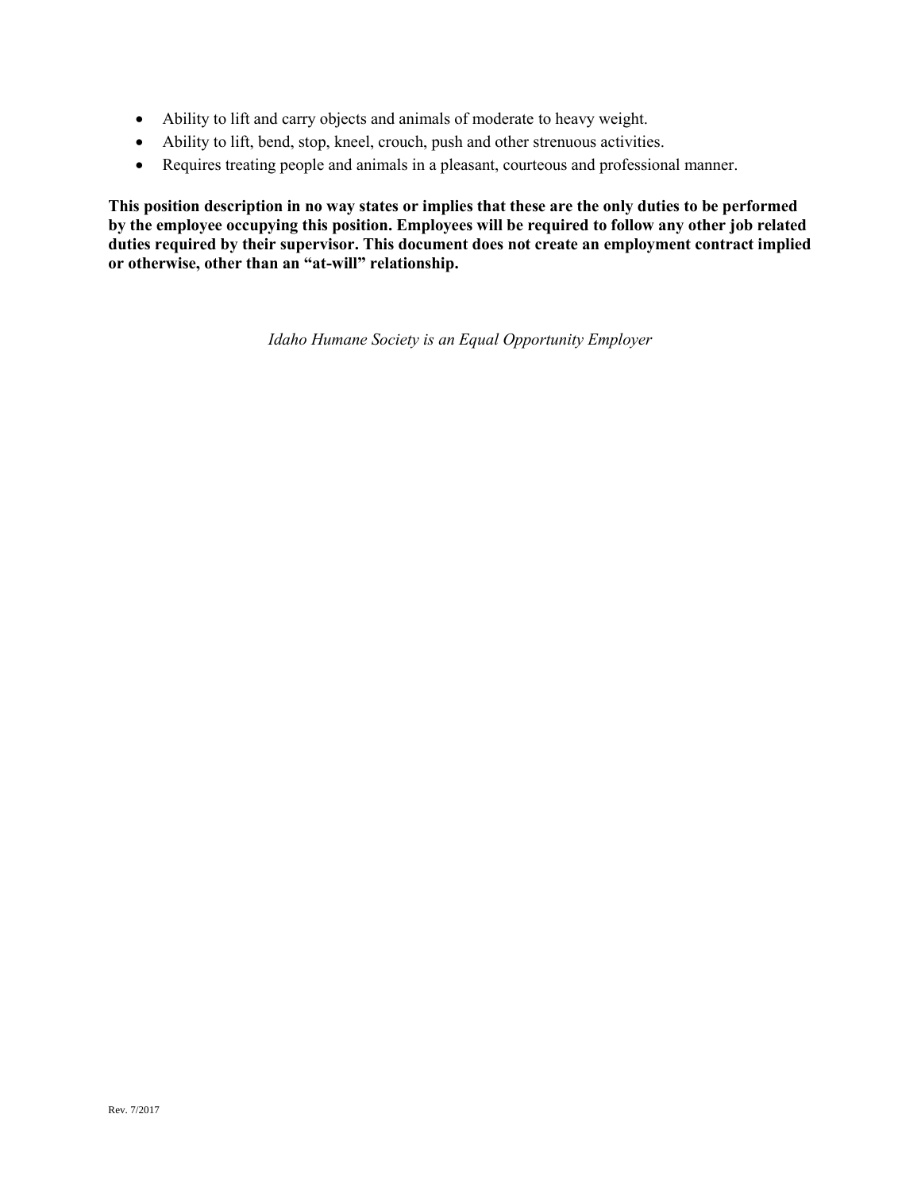- Ability to lift and carry objects and animals of moderate to heavy weight.
- Ability to lift, bend, stop, kneel, crouch, push and other strenuous activities.
- Requires treating people and animals in a pleasant, courteous and professional manner.

**This position description in no way states or implies that these are the only duties to be performed by the employee occupying this position. Employees will be required to follow any other job related duties required by their supervisor. This document does not create an employment contract implied or otherwise, other than an "at-will" relationship.**

*Idaho Humane Society is an Equal Opportunity Employer*

Rev. 7/2017